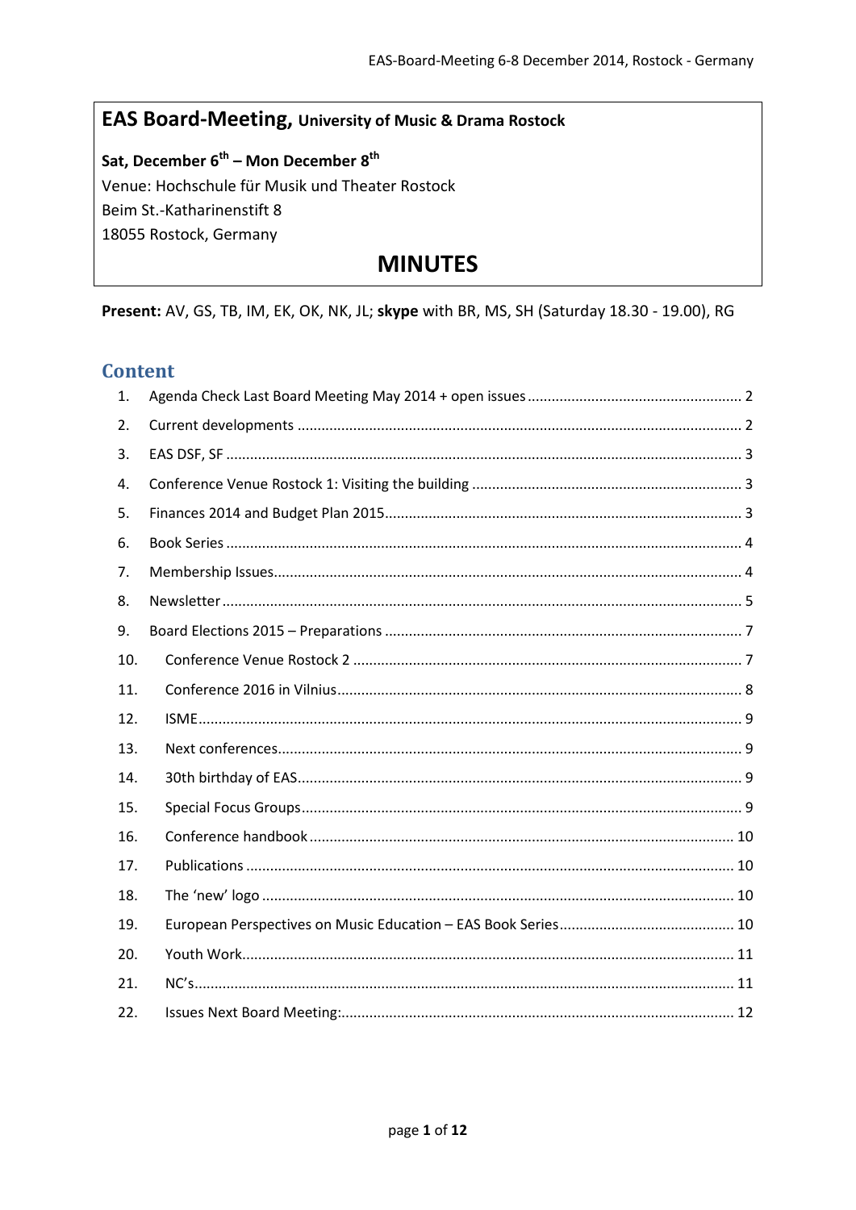# EAS Board-Meeting, University of Music & Drama Rostock

**Sat, December 6th – Mon December 8th**
Venue: Hochschule für Musik und Theater Rostock
Beim St.-Katharinenstift 8
18055 Rostock, Germany

## MINUTES

**Present:** AV, GS, TB, IM, EK, OK, NK, JL; **skype** with BR, MS, SH (Saturday 18.30 - 19.00), RG

## Content

1. Agenda Check Last Board Meeting May 2014 + open issues ..... 2
2. Current developments ..... 2
3. EAS DSF, SF ..... 3
4. Conference Venue Rostock 1: Visiting the building ..... 3
5. Finances 2014 and Budget Plan 2015 ..... 3
6. Book Series ..... 4
7. Membership Issues ..... 4
8. Newsletter ..... 5
9. Board Elections 2015 – Preparations ..... 7
10. Conference Venue Rostock 2 ..... 7
11. Conference 2016 in Vilnius ..... 8
12. ISME ..... 9
13. Next conferences ..... 9
14. 30th birthday of EAS ..... 9
15. Special Focus Groups ..... 9
16. Conference handbook ..... 10
17. Publications ..... 10
18. The 'new' logo ..... 10
19. European Perspectives on Music Education – EAS Book Series ..... 10
20. Youth Work ..... 11
21. NC's ..... 11
22. Issues Next Board Meeting: ..... 12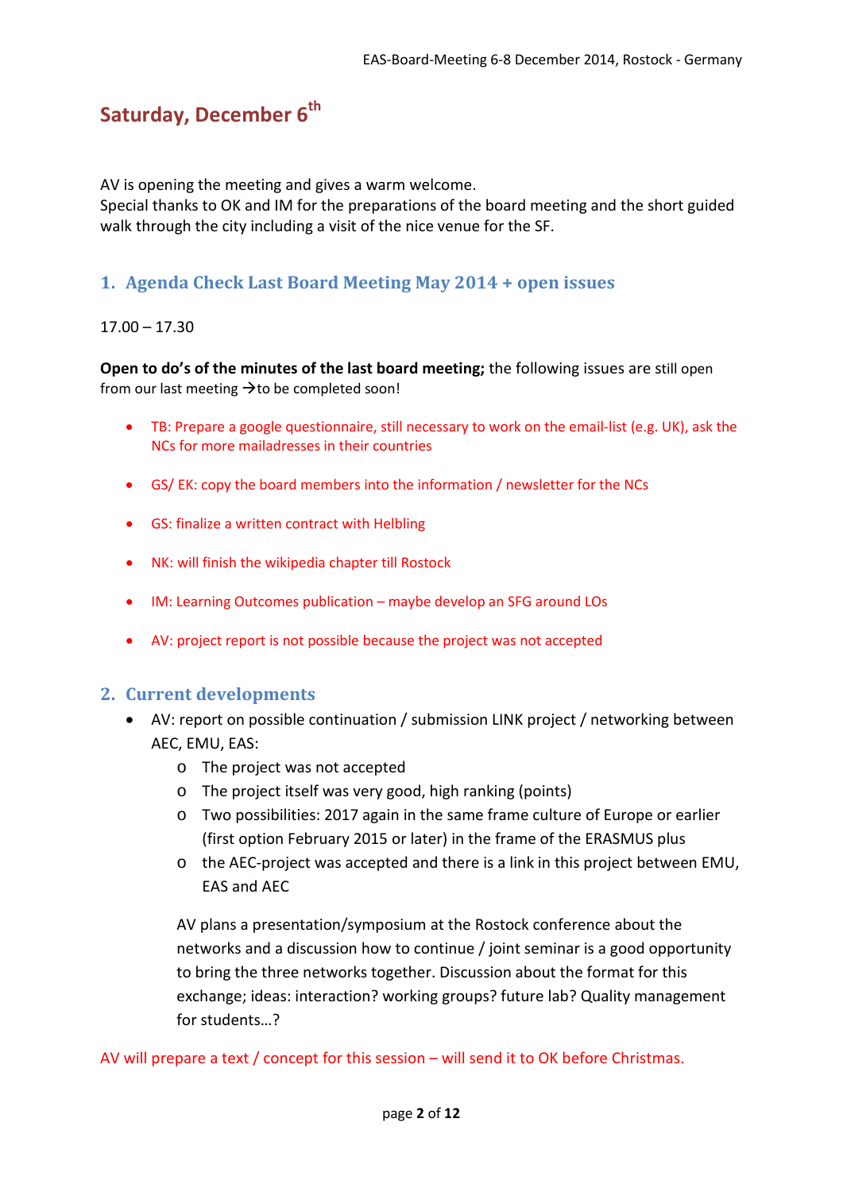## Saturday, December 6th

AV is opening the meeting and gives a warm welcome.
Special thanks to OK and IM for the preparations of the board meeting and the short guided walk through the city including a visit of the nice venue for the SF.

### 1. Agenda Check Last Board Meeting May 2014 + open issues

17.00 – 17.30

**Open to do's of the minutes of the last board meeting;** the following issues are still open from our last meeting →to be completed soon!

- TB: Prepare a google questionnaire, still necessary to work on the email-list (e.g. UK), ask the NCs for more mailaddresses in their countries
- GS/ EK: copy the board members into the information / newsletter for the NCs
- GS: finalize a written contract with Helbling
- NK: will finish the wikipedia chapter till Rostock
- IM: Learning Outcomes publication – maybe develop an SFG around LOs
- AV: project report is not possible because the project was not accepted

### 2. Current developments

- AV: report on possible continuation / submission LINK project / networking between AEC, EMU, EAS:
  - The project was not accepted
  - The project itself was very good, high ranking (points)
  - Two possibilities: 2017 again in the same frame culture of Europe or earlier (first option February 2015 or later) in the frame of the ERASMUS plus
  - the AEC-project was accepted and there is a link in this project between EMU, EAS and AEC

  AV plans a presentation/symposium at the Rostock conference about the networks and a discussion how to continue / joint seminar is a good opportunity to bring the three networks together. Discussion about the format for this exchange; ideas: interaction? working groups? future lab? Quality management for students…?

AV will prepare a text / concept for this session – will send it to OK before Christmas.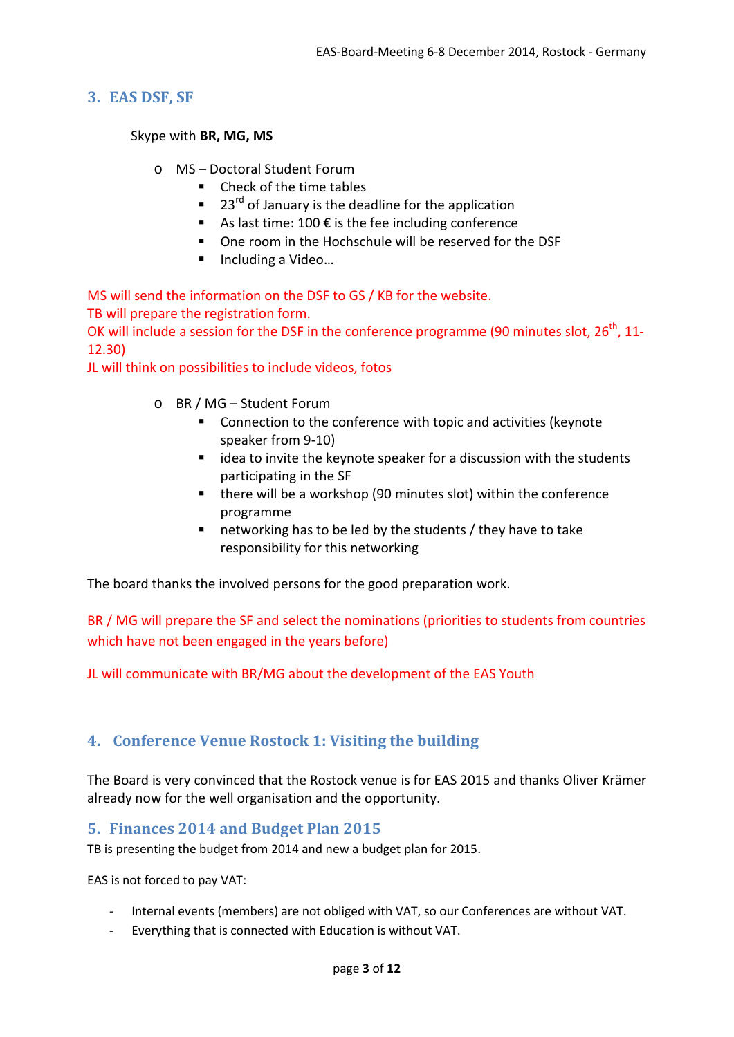## 3. EAS DSF, SF

Skype with **BR, MG, MS**

- MS – Doctoral Student Forum
  - Check of the time tables
  - 23rd of January is the deadline for the application
  - As last time: 100 € is the fee including conference
  - One room in the Hochschule will be reserved for the DSF
  - Including a Video…

MS will send the information on the DSF to GS / KB for the website.
TB will prepare the registration form.
OK will include a session for the DSF in the conference programme (90 minutes slot, 26th, 11-12.30)
JL will think on possibilities to include videos, fotos

- BR / MG – Student Forum
  - Connection to the conference with topic and activities (keynote speaker from 9-10)
  - idea to invite the keynote speaker for a discussion with the students participating in the SF
  - there will be a workshop (90 minutes slot) within the conference programme
  - networking has to be led by the students / they have to take responsibility for this networking

The board thanks the involved persons for the good preparation work.

BR / MG will prepare the SF and select the nominations (priorities to students from countries which have not been engaged in the years before)

JL will communicate with BR/MG about the development of the EAS Youth

## 4. Conference Venue Rostock 1: Visiting the building

The Board is very convinced that the Rostock venue is for EAS 2015 and thanks Oliver Krämer already now for the well organisation and the opportunity.

## 5. Finances 2014 and Budget Plan 2015

TB is presenting the budget from 2014 and new a budget plan for 2015.

EAS is not forced to pay VAT:

- Internal events (members) are not obliged with VAT, so our Conferences are without VAT.
- Everything that is connected with Education is without VAT.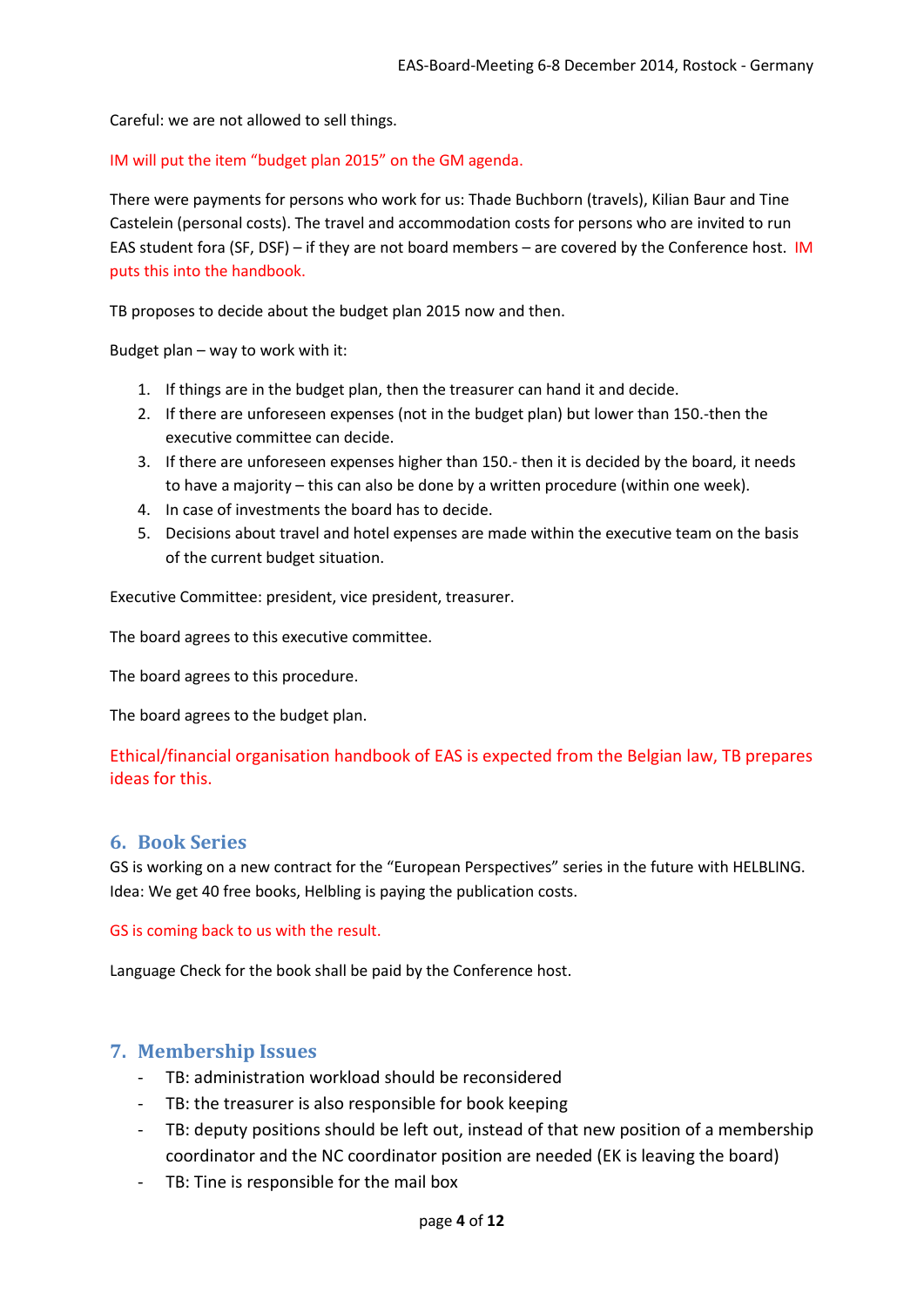Careful: we are not allowed to sell things.

IM will put the item "budget plan 2015" on the GM agenda.

There were payments for persons who work for us: Thade Buchborn (travels), Kilian Baur and Tine Castelein (personal costs). The travel and accommodation costs for persons who are invited to run EAS student fora (SF, DSF) – if they are not board members – are covered by the Conference host. IM puts this into the handbook.

TB proposes to decide about the budget plan 2015 now and then.

Budget plan – way to work with it:

1. If things are in the budget plan, then the treasurer can hand it and decide.
2. If there are unforeseen expenses (not in the budget plan) but lower than 150.-then the executive committee can decide.
3. If there are unforeseen expenses higher than 150.- then it is decided by the board, it needs to have a majority – this can also be done by a written procedure (within one week).
4. In case of investments the board has to decide.
5. Decisions about travel and hotel expenses are made within the executive team on the basis of the current budget situation.

Executive Committee: president, vice president, treasurer.

The board agrees to this executive committee.

The board agrees to this procedure.

The board agrees to the budget plan.

Ethical/financial organisation handbook of EAS is expected from the Belgian law, TB prepares ideas for this.

## 6. Book Series

GS is working on a new contract for the "European Perspectives" series in the future with HELBLING. Idea: We get 40 free books, Helbling is paying the publication costs.

GS is coming back to us with the result.

Language Check for the book shall be paid by the Conference host.

## 7. Membership Issues

- TB: administration workload should be reconsidered
- TB: the treasurer is also responsible for book keeping
- TB: deputy positions should be left out, instead of that new position of a membership coordinator and the NC coordinator position are needed (EK is leaving the board)
- TB: Tine is responsible for the mail box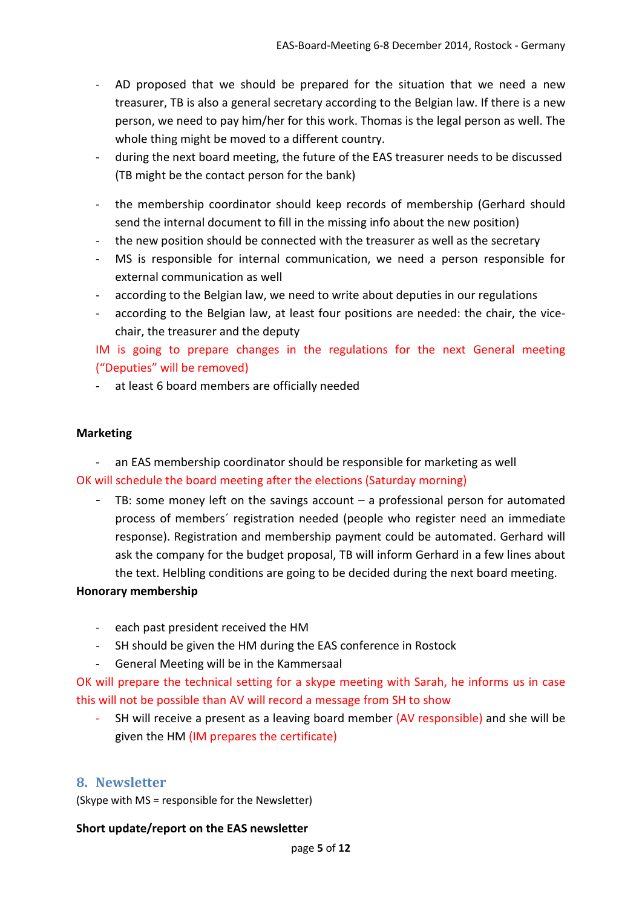- AD proposed that we should be prepared for the situation that we need a new treasurer, TB is also a general secretary according to the Belgian law. If there is a new person, we need to pay him/her for this work. Thomas is the legal person as well. The whole thing might be moved to a different country.
- during the next board meeting, the future of the EAS treasurer needs to be discussed (TB might be the contact person for the bank)

- the membership coordinator should keep records of membership (Gerhard should send the internal document to fill in the missing info about the new position)
- the new position should be connected with the treasurer as well as the secretary
- MS is responsible for internal communication, we need a person responsible for external communication as well
- according to the Belgian law, we need to write about deputies in our regulations
- according to the Belgian law, at least four positions are needed: the chair, the vice-chair, the treasurer and the deputy

IM is going to prepare changes in the regulations for the next General meeting ("Deputies" will be removed)

- at least 6 board members are officially needed

**Marketing**

- an EAS membership coordinator should be responsible for marketing as well

OK will schedule the board meeting after the elections (Saturday morning)

- TB: some money left on the savings account – a professional person for automated process of members´ registration needed (people who register need an immediate response). Registration and membership payment could be automated. Gerhard will ask the company for the budget proposal, TB will inform Gerhard in a few lines about the text. Helbling conditions are going to be decided during the next board meeting.

**Honorary membership**

- each past president received the HM
- SH should be given the HM during the EAS conference in Rostock
- General Meeting will be in the Kammersaal

OK will prepare the technical setting for a skype meeting with Sarah, he informs us in case this will not be possible than AV will record a message from SH to show

- SH will receive a present as a leaving board member (AV responsible) and she will be given the HM (IM prepares the certificate)

## 8. Newsletter

(Skype with MS = responsible for the Newsletter)

**Short update/report on the EAS newsletter**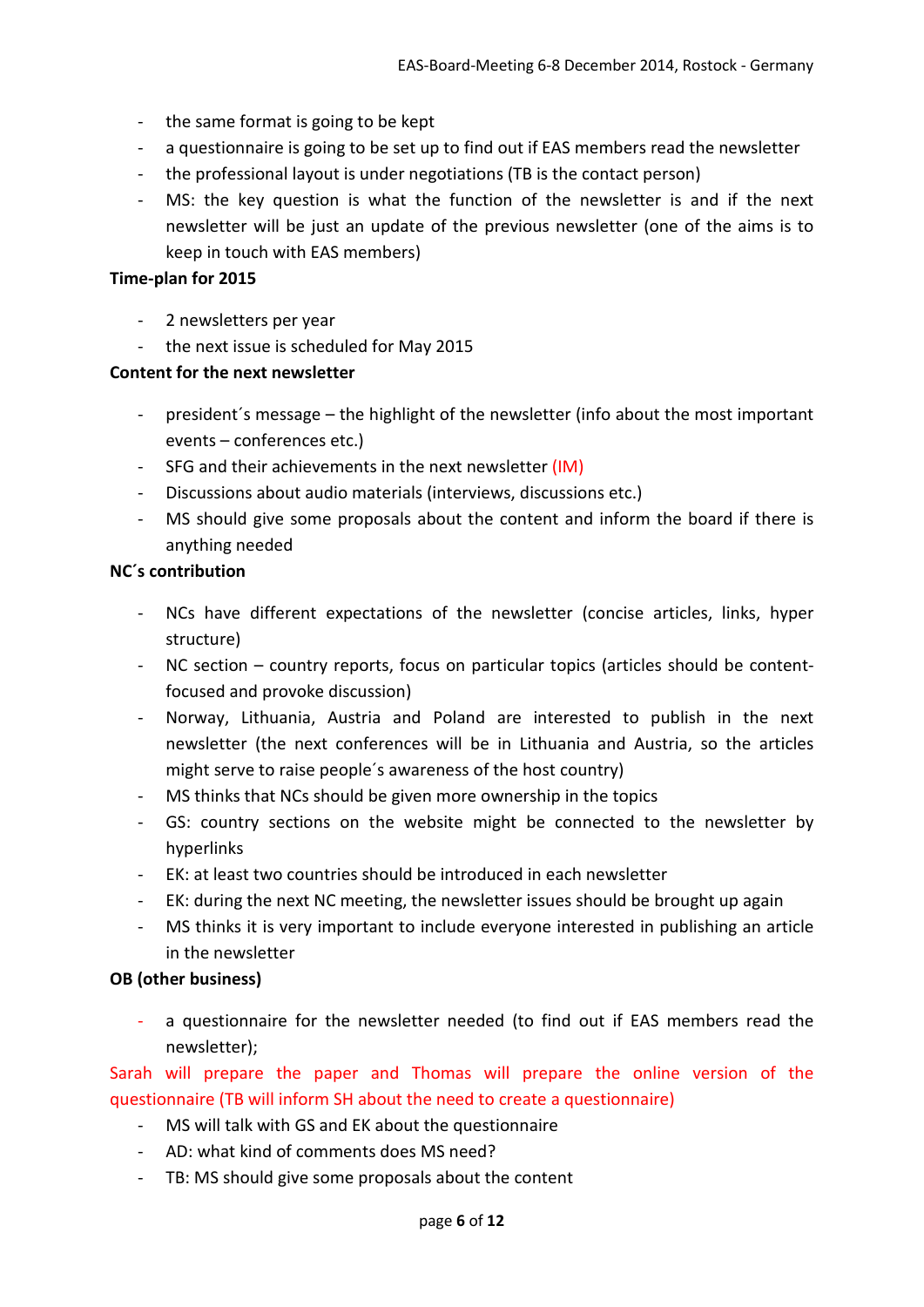- the same format is going to be kept
- a questionnaire is going to be set up to find out if EAS members read the newsletter
- the professional layout is under negotiations (TB is the contact person)
- MS: the key question is what the function of the newsletter is and if the next newsletter will be just an update of the previous newsletter (one of the aims is to keep in touch with EAS members)

**Time-plan for 2015**

- 2 newsletters per year
- the next issue is scheduled for May 2015

**Content for the next newsletter**

- president´s message – the highlight of the newsletter (info about the most important events – conferences etc.)
- SFG and their achievements in the next newsletter (IM)
- Discussions about audio materials (interviews, discussions etc.)
- MS should give some proposals about the content and inform the board if there is anything needed

**NC´s contribution**

- NCs have different expectations of the newsletter (concise articles, links, hyper structure)
- NC section – country reports, focus on particular topics (articles should be content-focused and provoke discussion)
- Norway, Lithuania, Austria and Poland are interested to publish in the next newsletter (the next conferences will be in Lithuania and Austria, so the articles might serve to raise people´s awareness of the host country)
- MS thinks that NCs should be given more ownership in the topics
- GS: country sections on the website might be connected to the newsletter by hyperlinks
- EK: at least two countries should be introduced in each newsletter
- EK: during the next NC meeting, the newsletter issues should be brought up again
- MS thinks it is very important to include everyone interested in publishing an article in the newsletter

**OB (other business)**

- a questionnaire for the newsletter needed (to find out if EAS members read the newsletter);

Sarah will prepare the paper and Thomas will prepare the online version of the questionnaire (TB will inform SH about the need to create a questionnaire)

- MS will talk with GS and EK about the questionnaire
- AD: what kind of comments does MS need?
- TB: MS should give some proposals about the content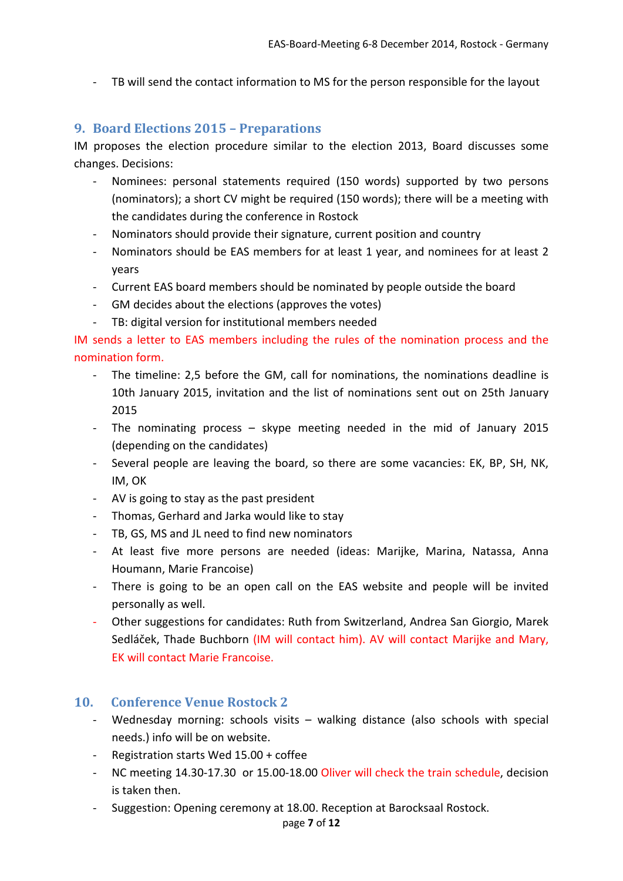- TB will send the contact information to MS for the person responsible for the layout

## 9. Board Elections 2015 – Preparations

IM proposes the election procedure similar to the election 2013, Board discusses some changes. Decisions:

- Nominees: personal statements required (150 words) supported by two persons (nominators); a short CV might be required (150 words); there will be a meeting with the candidates during the conference in Rostock
- Nominators should provide their signature, current position and country
- Nominators should be EAS members for at least 1 year, and nominees for at least 2 years
- Current EAS board members should be nominated by people outside the board
- GM decides about the elections (approves the votes)
- TB: digital version for institutional members needed

IM sends a letter to EAS members including the rules of the nomination process and the nomination form.

- The timeline: 2,5 before the GM, call for nominations, the nominations deadline is 10th January 2015, invitation and the list of nominations sent out on 25th January 2015
- The nominating process – skype meeting needed in the mid of January 2015 (depending on the candidates)
- Several people are leaving the board, so there are some vacancies: EK, BP, SH, NK, IM, OK
- AV is going to stay as the past president
- Thomas, Gerhard and Jarka would like to stay
- TB, GS, MS and JL need to find new nominators
- At least five more persons are needed (ideas: Marijke, Marina, Natassa, Anna Houmann, Marie Francoise)
- There is going to be an open call on the EAS website and people will be invited personally as well.
- Other suggestions for candidates: Ruth from Switzerland, Andrea San Giorgio, Marek Sedláček, Thade Buchborn (IM will contact him). AV will contact Marijke and Mary, EK will contact Marie Francoise.

## 10. Conference Venue Rostock 2

- Wednesday morning: schools visits – walking distance (also schools with special needs.) info will be on website.
- Registration starts Wed 15.00 + coffee
- NC meeting 14.30-17.30 or 15.00-18.00 Oliver will check the train schedule, decision is taken then.
- Suggestion: Opening ceremony at 18.00. Reception at Barocksaal Rostock.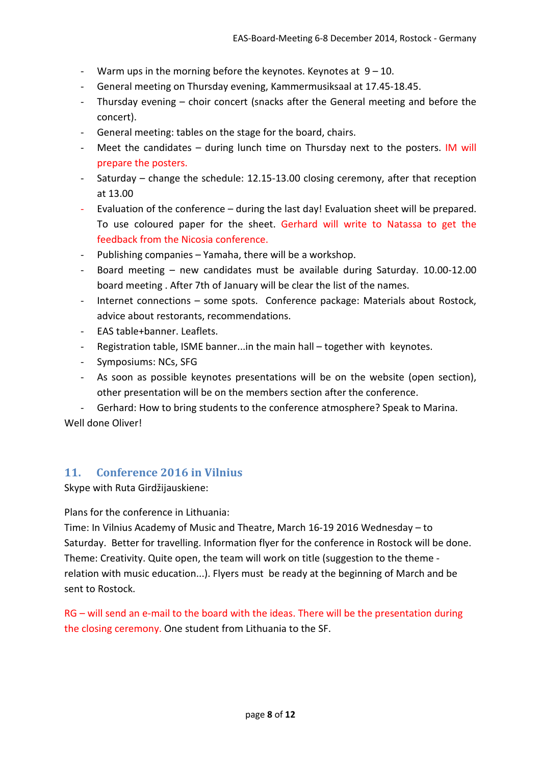- Warm ups in the morning before the keynotes. Keynotes at 9 – 10.
- General meeting on Thursday evening, Kammermusiksaal at 17.45-18.45.
- Thursday evening – choir concert (snacks after the General meeting and before the concert).
- General meeting: tables on the stage for the board, chairs.
- Meet the candidates – during lunch time on Thursday next to the posters. IM will prepare the posters.
- Saturday – change the schedule: 12.15-13.00 closing ceremony, after that reception at 13.00
- Evaluation of the conference – during the last day! Evaluation sheet will be prepared. To use coloured paper for the sheet. Gerhard will write to Natassa to get the feedback from the Nicosia conference.
- Publishing companies – Yamaha, there will be a workshop.
- Board meeting – new candidates must be available during Saturday. 10.00-12.00 board meeting . After 7th of January will be clear the list of the names.
- Internet connections – some spots. Conference package: Materials about Rostock, advice about restorants, recommendations.
- EAS table+banner. Leaflets.
- Registration table, ISME banner...in the main hall – together with keynotes.
- Symposiums: NCs, SFG
- As soon as possible keynotes presentations will be on the website (open section), other presentation will be on the members section after the conference.
- Gerhard: How to bring students to the conference atmosphere? Speak to Marina.

Well done Oliver!

## 11. Conference 2016 in Vilnius

Skype with Ruta Girdžijauskiene:

Plans for the conference in Lithuania:
Time: In Vilnius Academy of Music and Theatre, March 16-19 2016 Wednesday – to Saturday. Better for travelling. Information flyer for the conference in Rostock will be done. Theme: Creativity. Quite open, the team will work on title (suggestion to the theme - relation with music education...). Flyers must be ready at the beginning of March and be sent to Rostock.

RG – will send an e-mail to the board with the ideas. There will be the presentation during the closing ceremony. One student from Lithuania to the SF.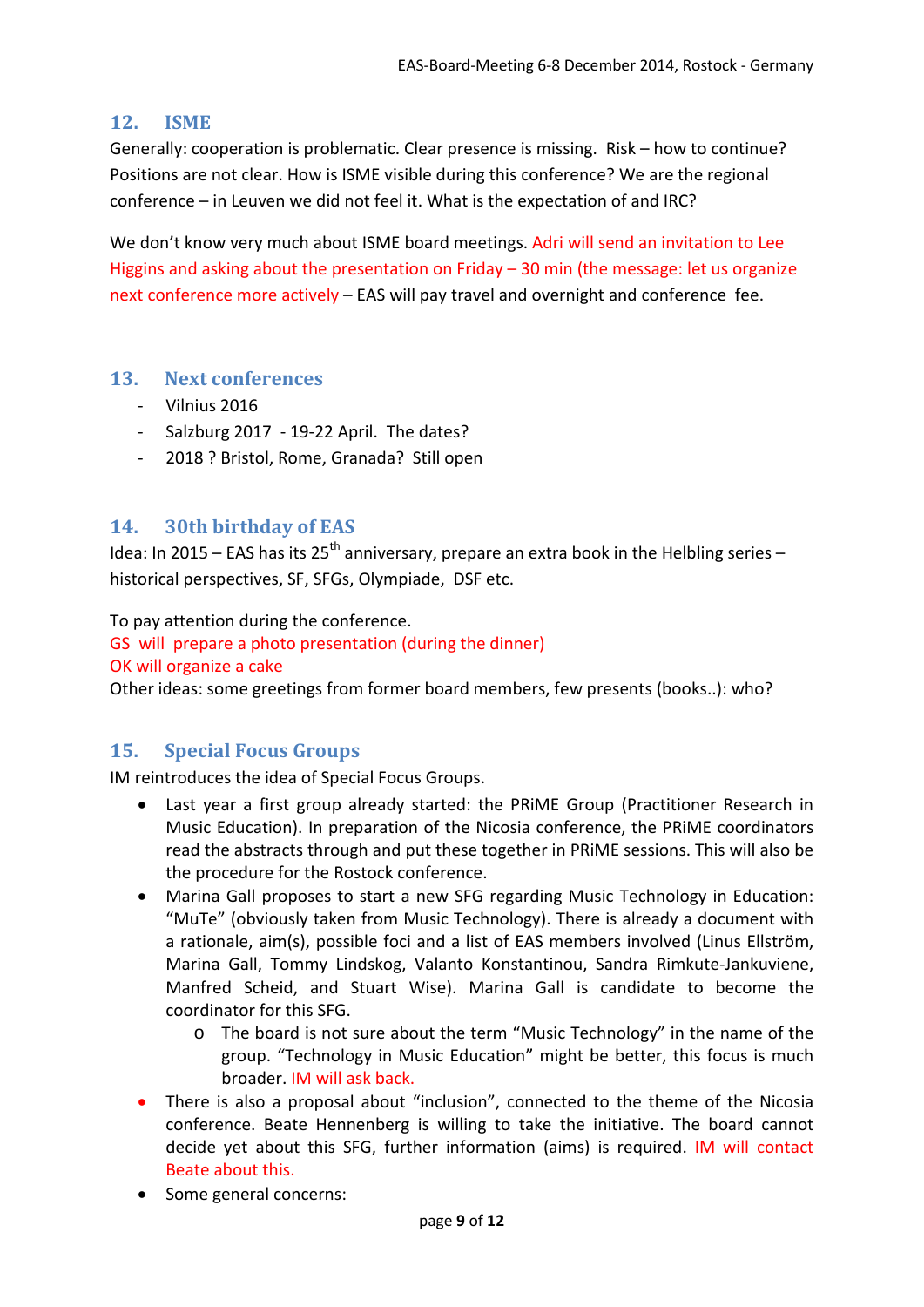## 12. ISME

Generally: cooperation is problematic. Clear presence is missing. Risk – how to continue? Positions are not clear. How is ISME visible during this conference? We are the regional conference – in Leuven we did not feel it. What is the expectation of and IRC?

We don't know very much about ISME board meetings. Adri will send an invitation to Lee Higgins and asking about the presentation on Friday – 30 min (the message: let us organize next conference more actively – EAS will pay travel and overnight and conference fee.

## 13. Next conferences

- Vilnius 2016
- Salzburg 2017 - 19-22 April. The dates?
- 2018 ? Bristol, Rome, Granada? Still open

## 14. 30th birthday of EAS

Idea: In 2015 – EAS has its 25th anniversary, prepare an extra book in the Helbling series – historical perspectives, SF, SFGs, Olympiade, DSF etc.

To pay attention during the conference.
GS will prepare a photo presentation (during the dinner)
OK will organize a cake
Other ideas: some greetings from former board members, few presents (books..): who?

## 15. Special Focus Groups

IM reintroduces the idea of Special Focus Groups.

- Last year a first group already started: the PRiME Group (Practitioner Research in Music Education). In preparation of the Nicosia conference, the PRiME coordinators read the abstracts through and put these together in PRiME sessions. This will also be the procedure for the Rostock conference.
- Marina Gall proposes to start a new SFG regarding Music Technology in Education: "MuTe" (obviously taken from Music Technology). There is already a document with a rationale, aim(s), possible foci and a list of EAS members involved (Linus Ellström, Marina Gall, Tommy Lindskog, Valanto Konstantinou, Sandra Rimkute-Jankuviene, Manfred Scheid, and Stuart Wise). Marina Gall is candidate to become the coordinator for this SFG.
  - The board is not sure about the term "Music Technology" in the name of the group. "Technology in Music Education" might be better, this focus is much broader. IM will ask back.
- There is also a proposal about "inclusion", connected to the theme of the Nicosia conference. Beate Hennenberg is willing to take the initiative. The board cannot decide yet about this SFG, further information (aims) is required. IM will contact Beate about this.
- Some general concerns: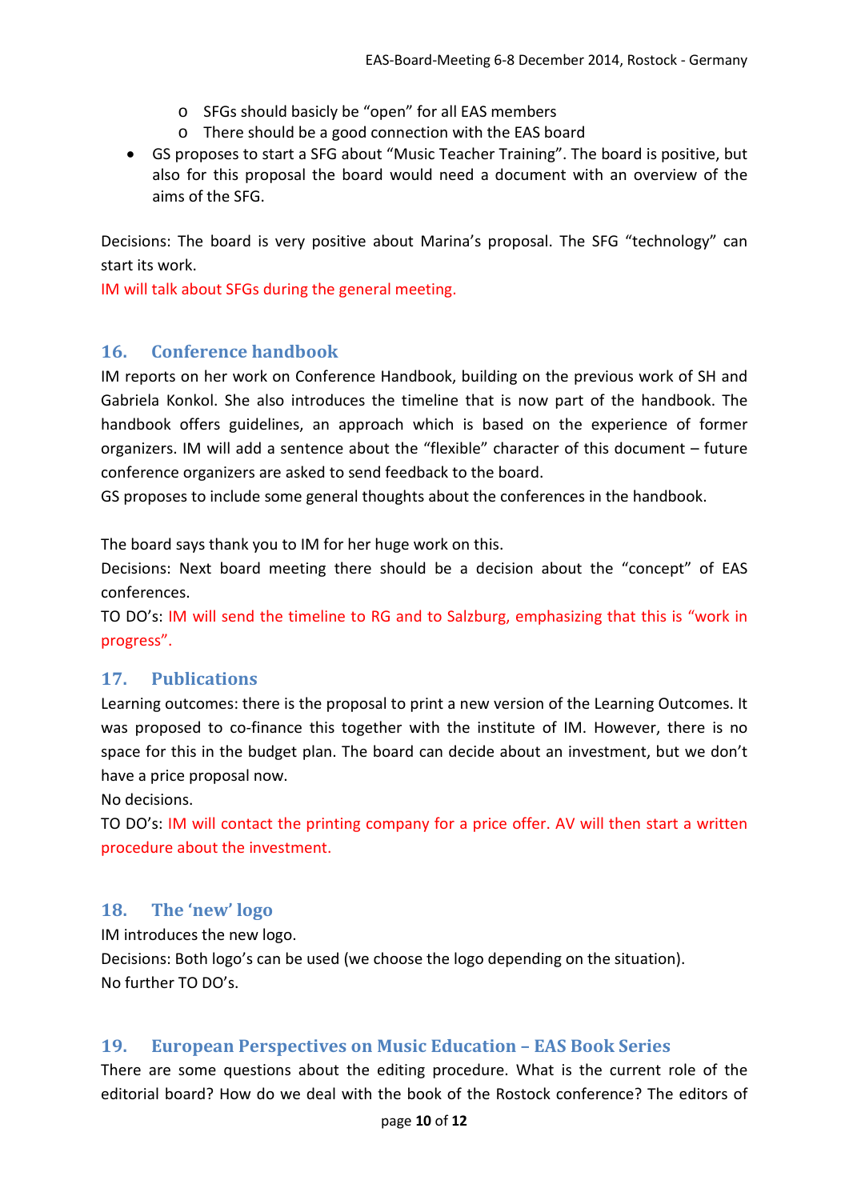- SFGs should basicly be “open” for all EAS members
  - There should be a good connection with the EAS board
- GS proposes to start a SFG about “Music Teacher Training”. The board is positive, but also for this proposal the board would need a document with an overview of the aims of the SFG.

Decisions: The board is very positive about Marina’s proposal. The SFG “technology” can start its work.
IM will talk about SFGs during the general meeting.

## 16. Conference handbook

IM reports on her work on Conference Handbook, building on the previous work of SH and Gabriela Konkol. She also introduces the timeline that is now part of the handbook. The handbook offers guidelines, an approach which is based on the experience of former organizers. IM will add a sentence about the “flexible” character of this document – future conference organizers are asked to send feedback to the board.
GS proposes to include some general thoughts about the conferences in the handbook.

The board says thank you to IM for her huge work on this.
Decisions: Next board meeting there should be a decision about the “concept” of EAS conferences.
TO DO’s: IM will send the timeline to RG and to Salzburg, emphasizing that this is “work in progress”.

## 17. Publications

Learning outcomes: there is the proposal to print a new version of the Learning Outcomes. It was proposed to co-finance this together with the institute of IM. However, there is no space for this in the budget plan. The board can decide about an investment, but we don’t have a price proposal now.
No decisions.
TO DO’s: IM will contact the printing company for a price offer. AV will then start a written procedure about the investment.

## 18. The ‘new’ logo

IM introduces the new logo.
Decisions: Both logo’s can be used (we choose the logo depending on the situation).
No further TO DO’s.

## 19. European Perspectives on Music Education – EAS Book Series

There are some questions about the editing procedure. What is the current role of the editorial board? How do we deal with the book of the Rostock conference? The editors of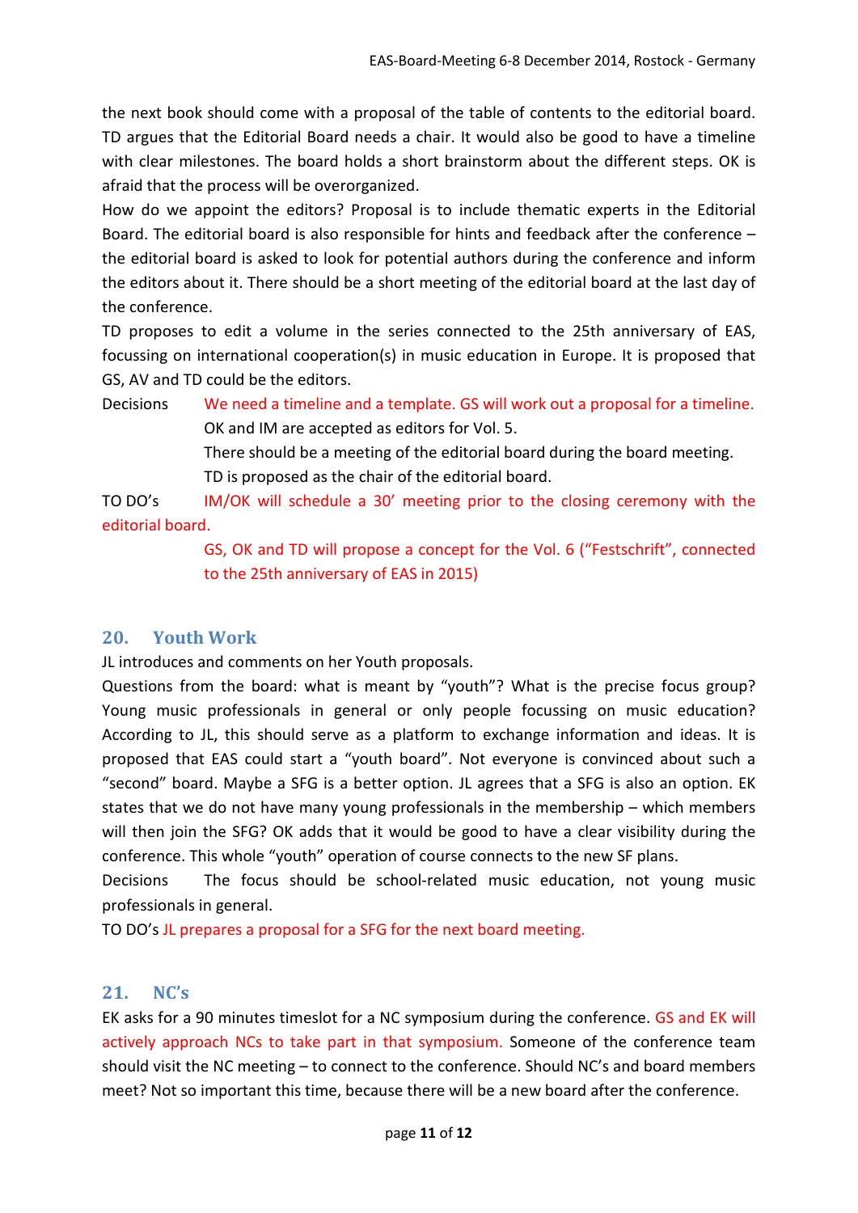the next book should come with a proposal of the table of contents to the editorial board. TD argues that the Editorial Board needs a chair. It would also be good to have a timeline with clear milestones. The board holds a short brainstorm about the different steps. OK is afraid that the process will be overorganized.

How do we appoint the editors? Proposal is to include thematic experts in the Editorial Board. The editorial board is also responsible for hints and feedback after the conference – the editorial board is asked to look for potential authors during the conference and inform the editors about it. There should be a short meeting of the editorial board at the last day of the conference.

TD proposes to edit a volume in the series connected to the 25th anniversary of EAS, focussing on international cooperation(s) in music education in Europe. It is proposed that GS, AV and TD could be the editors.

Decisions
We need a timeline and a template. GS will work out a proposal for a timeline.
OK and IM are accepted as editors for Vol. 5.
There should be a meeting of the editorial board during the board meeting.
TD is proposed as the chair of the editorial board.

TO DO's
IM/OK will schedule a 30' meeting prior to the closing ceremony with the editorial board.
GS, OK and TD will propose a concept for the Vol. 6 ("Festschrift", connected to the 25th anniversary of EAS in 2015)

## 20. Youth Work

JL introduces and comments on her Youth proposals.

Questions from the board: what is meant by "youth"? What is the precise focus group? Young music professionals in general or only people focussing on music education? According to JL, this should serve as a platform to exchange information and ideas. It is proposed that EAS could start a "youth board". Not everyone is convinced about such a "second" board. Maybe a SFG is a better option. JL agrees that a SFG is also an option. EK states that we do not have many young professionals in the membership – which members will then join the SFG? OK adds that it would be good to have a clear visibility during the conference. This whole "youth" operation of course connects to the new SF plans.

Decisions
The focus should be school-related music education, not young music professionals in general.

TO DO's JL prepares a proposal for a SFG for the next board meeting.

## 21. NC's

EK asks for a 90 minutes timeslot for a NC symposium during the conference. GS and EK will actively approach NCs to take part in that symposium. Someone of the conference team should visit the NC meeting – to connect to the conference. Should NC's and board members meet? Not so important this time, because there will be a new board after the conference.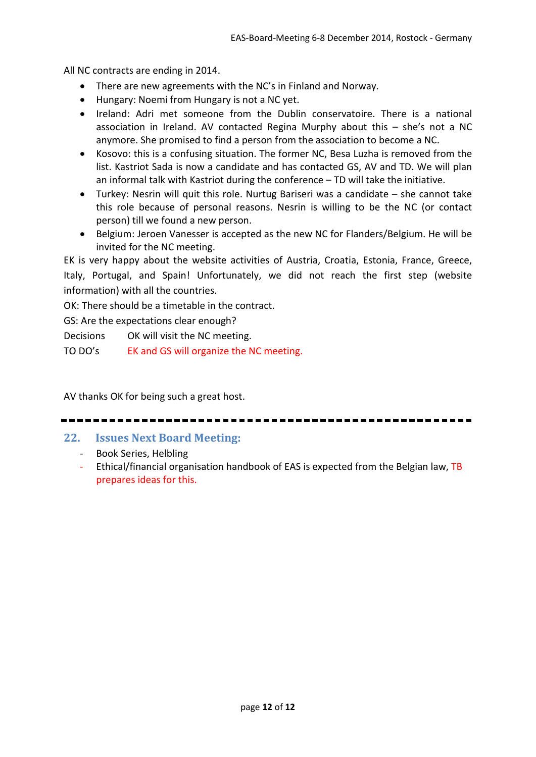All NC contracts are ending in 2014.

- There are new agreements with the NC's in Finland and Norway.
- Hungary: Noemi from Hungary is not a NC yet.
- Ireland: Adri met someone from the Dublin conservatoire. There is a national association in Ireland. AV contacted Regina Murphy about this – she's not a NC anymore. She promised to find a person from the association to become a NC.
- Kosovo: this is a confusing situation. The former NC, Besa Luzha is removed from the list. Kastriot Sada is now a candidate and has contacted GS, AV and TD. We will plan an informal talk with Kastriot during the conference – TD will take the initiative.
- Turkey: Nesrin will quit this role. Nurtug Bariseri was a candidate – she cannot take this role because of personal reasons. Nesrin is willing to be the NC (or contact person) till we found a new person.
- Belgium: Jeroen Vanesser is accepted as the new NC for Flanders/Belgium. He will be invited for the NC meeting.

EK is very happy about the website activities of Austria, Croatia, Estonia, France, Greece, Italy, Portugal, and Spain! Unfortunately, we did not reach the first step (website information) with all the countries.

OK: There should be a timetable in the contract.

GS: Are the expectations clear enough?

Decisions OK will visit the NC meeting.

TO DO's EK and GS will organize the NC meeting.

AV thanks OK for being such a great host.

---

## 22. Issues Next Board Meeting:

- Book Series, Helbling
- Ethical/financial organisation handbook of EAS is expected from the Belgian law, TB prepares ideas for this.